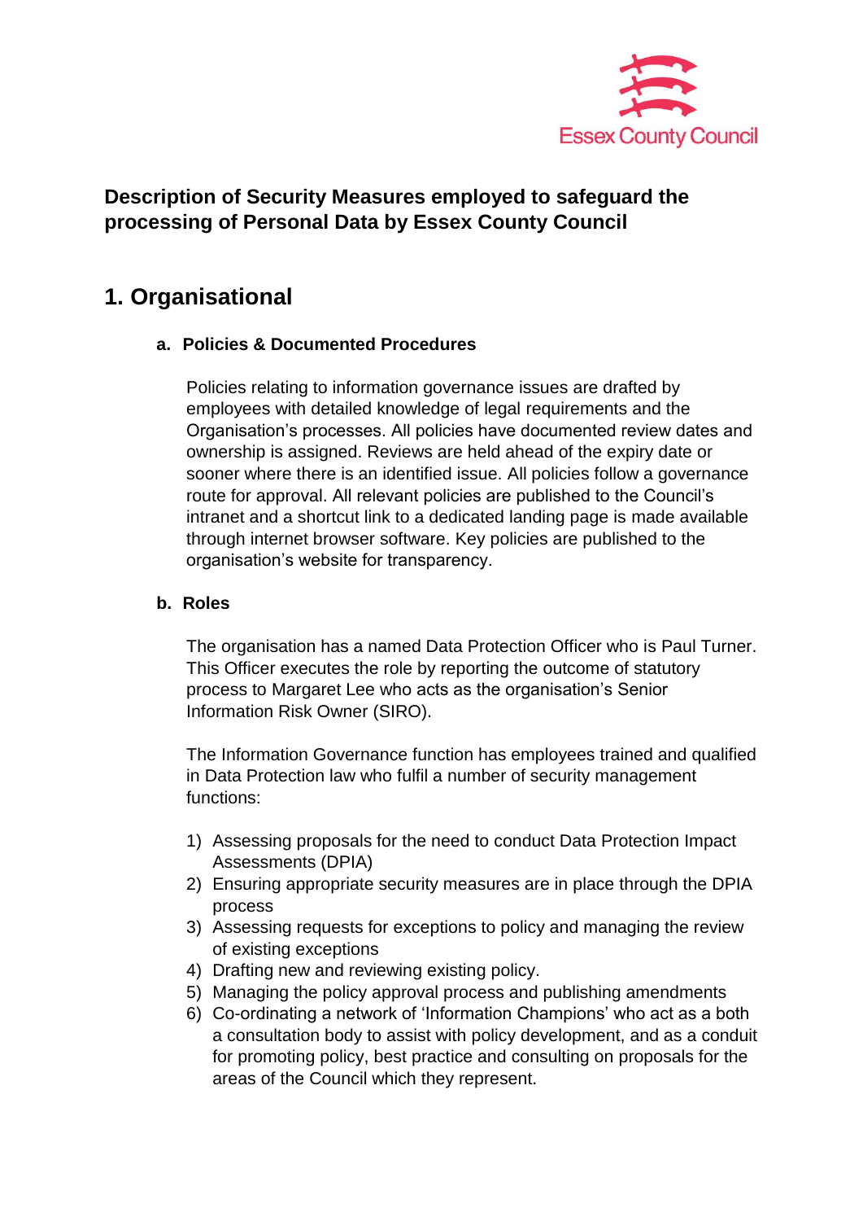# Description of Security Measures employed to safeguard the processing of Personal Data by Essex County Council

## 1. Organisational

### a. Policies & Documented Procedures

Policies relating to information governance issues are drafted by employees with detailed knowledge of legal requirements and the Organisation's processes. All policies have documented review dates and ownership is assigned. Reviews are held ahead of the expiry date or sooner where there is an identified issue. All policies follow a governance route for approval. All relevant policies are published to the Council's intranet and a shortcut link to a dedicated landing page is made available through internet browser software. Key policies are published to the organisation's website for transparency.

### b. Roles

The organisation has a named Data Protection Officer who is Paul Turner. This Officer executes the role by reporting the outcome of statutory process to Margaret Lee who acts as the organisation's Senior Information Risk Owner (SIRO).

The Information Governance function has employees trained and qualified in Data Protection law who fulfil a number of security management functions:

1) Assessing proposals for the need to conduct Data Protection Impact Assessments (DPIA)
2) Ensuring appropriate security measures are in place through the DPIA process
3) Assessing requests for exceptions to policy and managing the review of existing exceptions
4) Drafting new and reviewing existing policy.
5) Managing the policy approval process and publishing amendments
6) Co-ordinating a network of 'Information Champions' who act as a both a consultation body to assist with policy development, and as a conduit for promoting policy, best practice and consulting on proposals for the areas of the Council which they represent.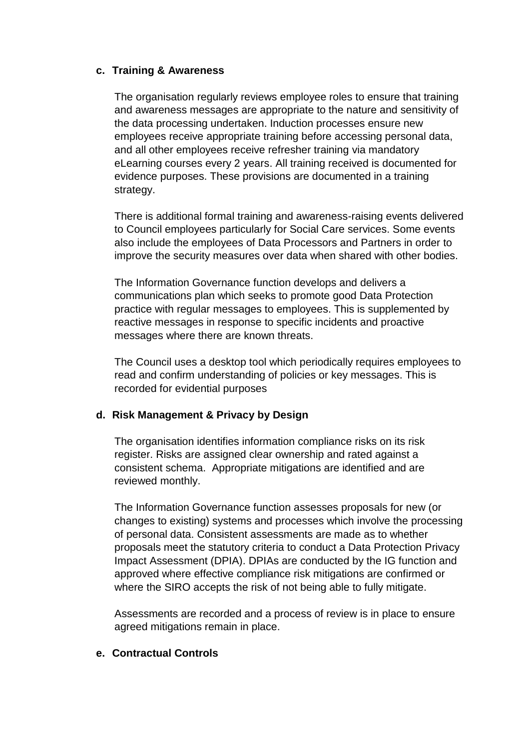### c. Training & Awareness

The organisation regularly reviews employee roles to ensure that training and awareness messages are appropriate to the nature and sensitivity of the data processing undertaken. Induction processes ensure new employees receive appropriate training before accessing personal data, and all other employees receive refresher training via mandatory eLearning courses every 2 years. All training received is documented for evidence purposes. These provisions are documented in a training strategy.

There is additional formal training and awareness-raising events delivered to Council employees particularly for Social Care services. Some events also include the employees of Data Processors and Partners in order to improve the security measures over data when shared with other bodies.

The Information Governance function develops and delivers a communications plan which seeks to promote good Data Protection practice with regular messages to employees. This is supplemented by reactive messages in response to specific incidents and proactive messages where there are known threats.

The Council uses a desktop tool which periodically requires employees to read and confirm understanding of policies or key messages. This is recorded for evidential purposes

### d. Risk Management & Privacy by Design

The organisation identifies information compliance risks on its risk register. Risks are assigned clear ownership and rated against a consistent schema. Appropriate mitigations are identified and are reviewed monthly.

The Information Governance function assesses proposals for new (or changes to existing) systems and processes which involve the processing of personal data. Consistent assessments are made as to whether proposals meet the statutory criteria to conduct a Data Protection Privacy Impact Assessment (DPIA). DPIAs are conducted by the IG function and approved where effective compliance risk mitigations are confirmed or where the SIRO accepts the risk of not being able to fully mitigate.

Assessments are recorded and a process of review is in place to ensure agreed mitigations remain in place.

### e. Contractual Controls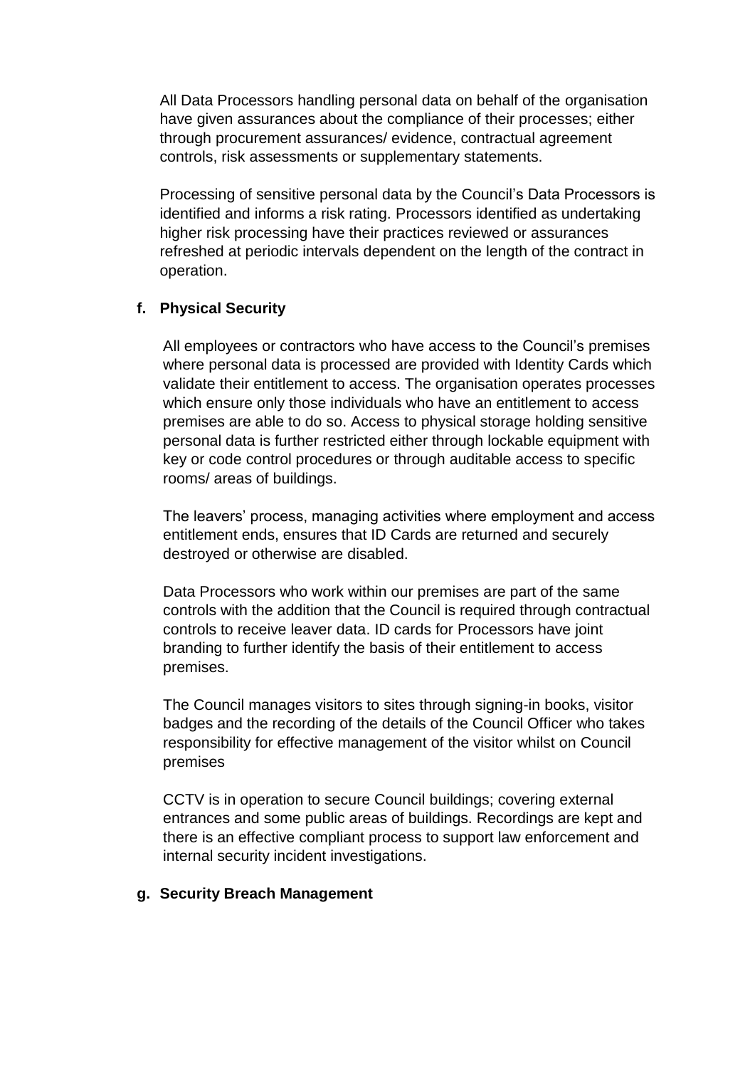All Data Processors handling personal data on behalf of the organisation have given assurances about the compliance of their processes; either through procurement assurances/ evidence, contractual agreement controls, risk assessments or supplementary statements.

Processing of sensitive personal data by the Council's Data Processors is identified and informs a risk rating. Processors identified as undertaking higher risk processing have their practices reviewed or assurances refreshed at periodic intervals dependent on the length of the contract in operation.

**f. Physical Security**

All employees or contractors who have access to the Council's premises where personal data is processed are provided with Identity Cards which validate their entitlement to access. The organisation operates processes which ensure only those individuals who have an entitlement to access premises are able to do so. Access to physical storage holding sensitive personal data is further restricted either through lockable equipment with key or code control procedures or through auditable access to specific rooms/ areas of buildings.

The leavers' process, managing activities where employment and access entitlement ends, ensures that ID Cards are returned and securely destroyed or otherwise are disabled.

Data Processors who work within our premises are part of the same controls with the addition that the Council is required through contractual controls to receive leaver data. ID cards for Processors have joint branding to further identify the basis of their entitlement to access premises.

The Council manages visitors to sites through signing-in books, visitor badges and the recording of the details of the Council Officer who takes responsibility for effective management of the visitor whilst on Council premises

CCTV is in operation to secure Council buildings; covering external entrances and some public areas of buildings. Recordings are kept and there is an effective compliant process to support law enforcement and internal security incident investigations.

**g. Security Breach Management**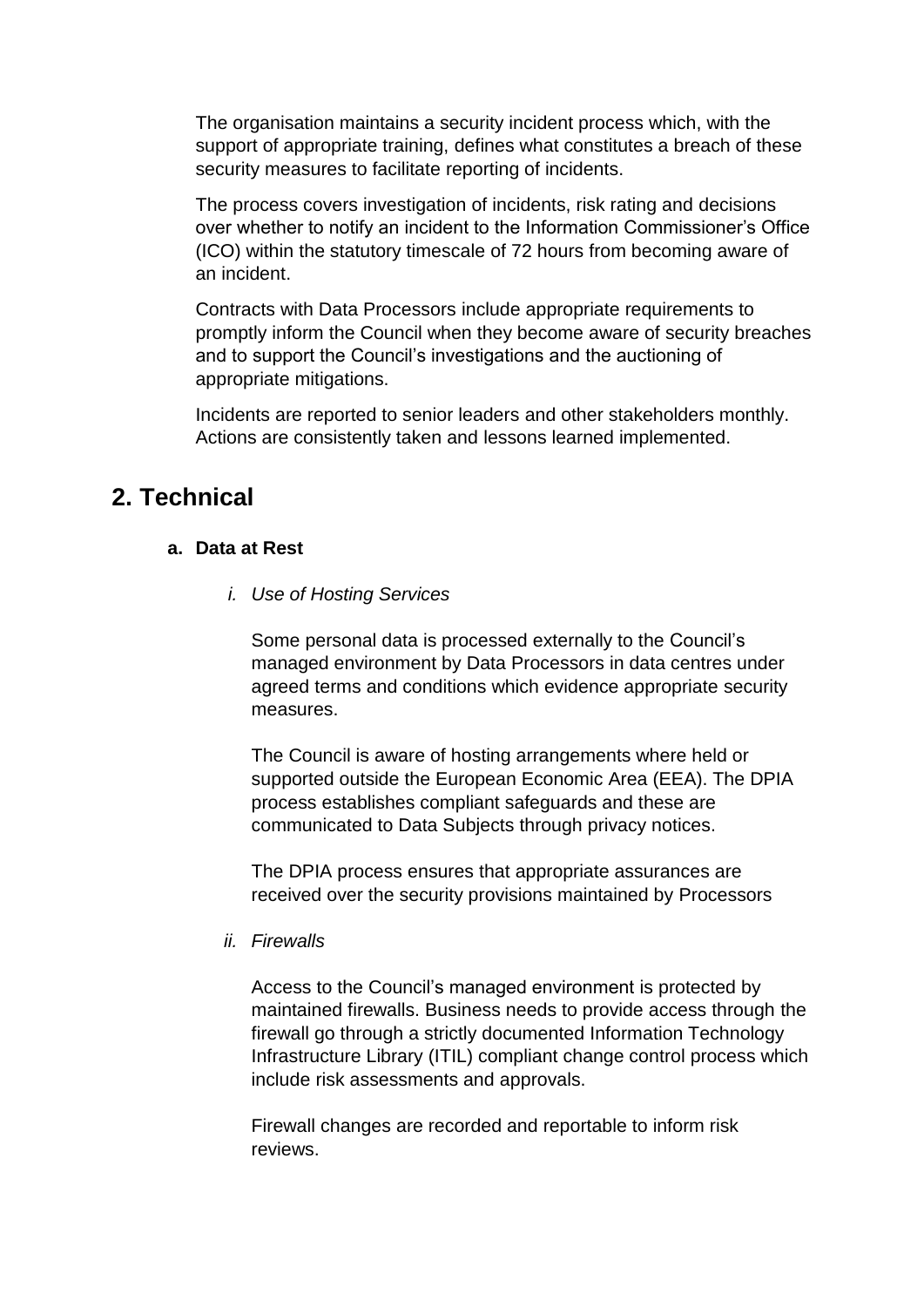The organisation maintains a security incident process which, with the support of appropriate training, defines what constitutes a breach of these security measures to facilitate reporting of incidents.

The process covers investigation of incidents, risk rating and decisions over whether to notify an incident to the Information Commissioner's Office (ICO) within the statutory timescale of 72 hours from becoming aware of an incident.

Contracts with Data Processors include appropriate requirements to promptly inform the Council when they become aware of security breaches and to support the Council's investigations and the auctioning of appropriate mitigations.

Incidents are reported to senior leaders and other stakeholders monthly. Actions are consistently taken and lessons learned implemented.

## 2. Technical

### a. Data at Rest

*i. Use of Hosting Services*

Some personal data is processed externally to the Council's managed environment by Data Processors in data centres under agreed terms and conditions which evidence appropriate security measures.

The Council is aware of hosting arrangements where held or supported outside the European Economic Area (EEA). The DPIA process establishes compliant safeguards and these are communicated to Data Subjects through privacy notices.

The DPIA process ensures that appropriate assurances are received over the security provisions maintained by Processors

*ii. Firewalls*

Access to the Council's managed environment is protected by maintained firewalls. Business needs to provide access through the firewall go through a strictly documented Information Technology Infrastructure Library (ITIL) compliant change control process which include risk assessments and approvals.

Firewall changes are recorded and reportable to inform risk reviews.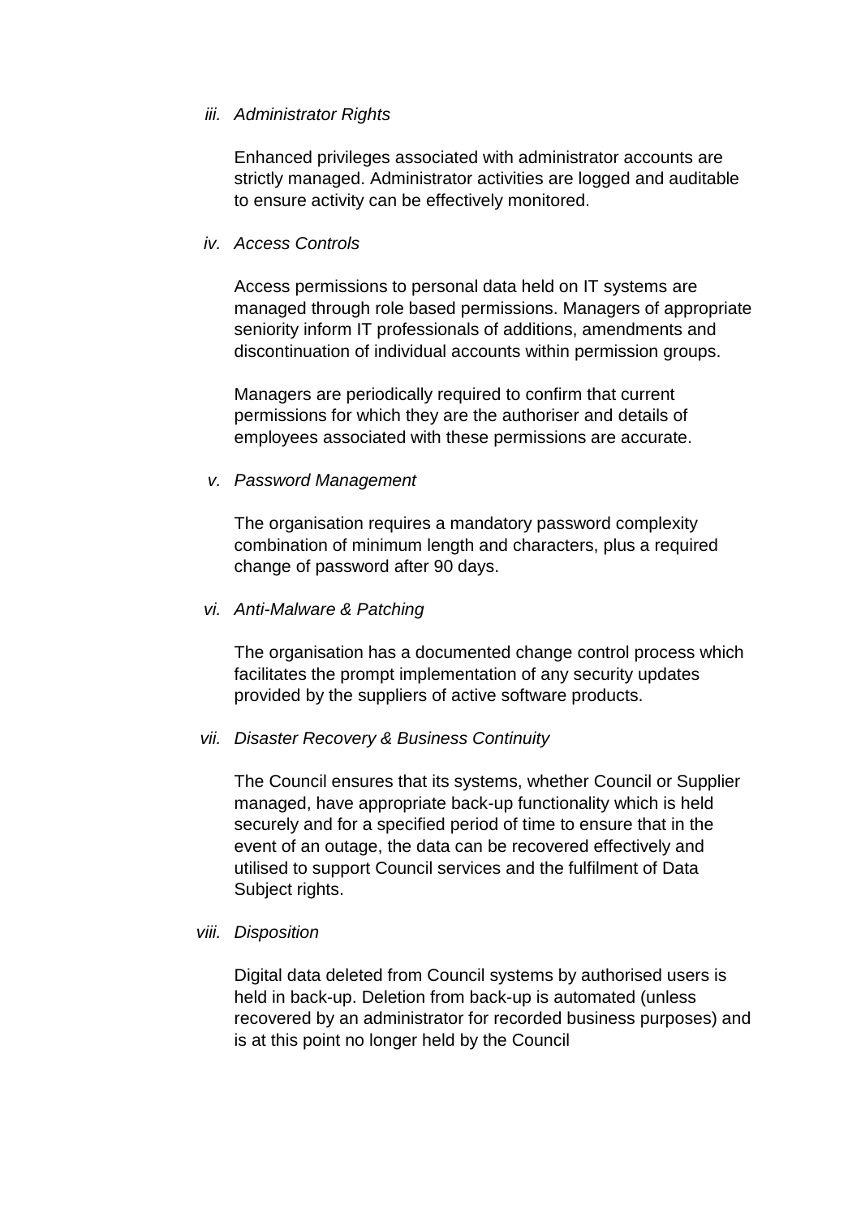iii. *Administrator Rights*

Enhanced privileges associated with administrator accounts are strictly managed. Administrator activities are logged and auditable to ensure activity can be effectively monitored.

iv. *Access Controls*

Access permissions to personal data held on IT systems are managed through role based permissions. Managers of appropriate seniority inform IT professionals of additions, amendments and discontinuation of individual accounts within permission groups.

Managers are periodically required to confirm that current permissions for which they are the authoriser and details of employees associated with these permissions are accurate.

v. *Password Management*

The organisation requires a mandatory password complexity combination of minimum length and characters, plus a required change of password after 90 days.

vi. *Anti-Malware & Patching*

The organisation has a documented change control process which facilitates the prompt implementation of any security updates provided by the suppliers of active software products.

vii. *Disaster Recovery & Business Continuity*

The Council ensures that its systems, whether Council or Supplier managed, have appropriate back-up functionality which is held securely and for a specified period of time to ensure that in the event of an outage, the data can be recovered effectively and utilised to support Council services and the fulfilment of Data Subject rights.

viii. *Disposition*

Digital data deleted from Council systems by authorised users is held in back-up. Deletion from back-up is automated (unless recovered by an administrator for recorded business purposes) and is at this point no longer held by the Council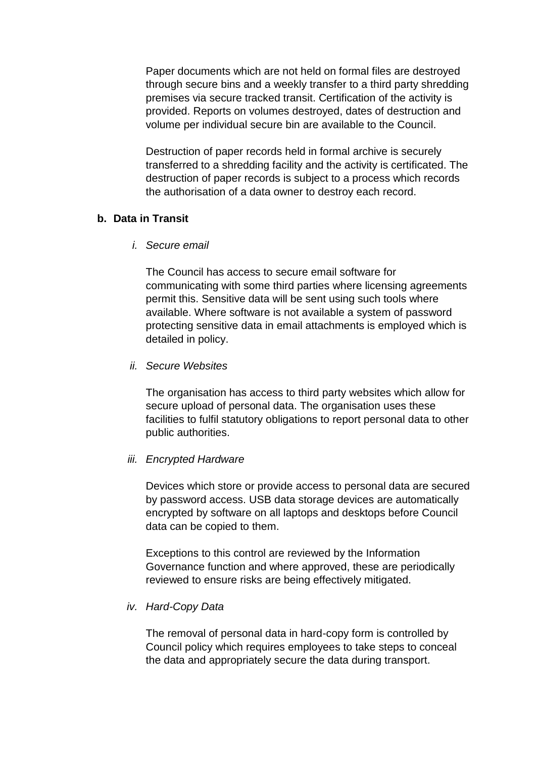Paper documents which are not held on formal files are destroyed through secure bins and a weekly transfer to a third party shredding premises via secure tracked transit. Certification of the activity is provided. Reports on volumes destroyed, dates of destruction and volume per individual secure bin are available to the Council.

Destruction of paper records held in formal archive is securely transferred to a shredding facility and the activity is certificated. The destruction of paper records is subject to a process which records the authorisation of a data owner to destroy each record.

**b. Data in Transit**

*i. Secure email*

The Council has access to secure email software for communicating with some third parties where licensing agreements permit this. Sensitive data will be sent using such tools where available. Where software is not available a system of password protecting sensitive data in email attachments is employed which is detailed in policy.

*ii. Secure Websites*

The organisation has access to third party websites which allow for secure upload of personal data. The organisation uses these facilities to fulfil statutory obligations to report personal data to other public authorities.

*iii. Encrypted Hardware*

Devices which store or provide access to personal data are secured by password access. USB data storage devices are automatically encrypted by software on all laptops and desktops before Council data can be copied to them.

Exceptions to this control are reviewed by the Information Governance function and where approved, these are periodically reviewed to ensure risks are being effectively mitigated.

*iv. Hard-Copy Data*

The removal of personal data in hard-copy form is controlled by Council policy which requires employees to take steps to conceal the data and appropriately secure the data during transport.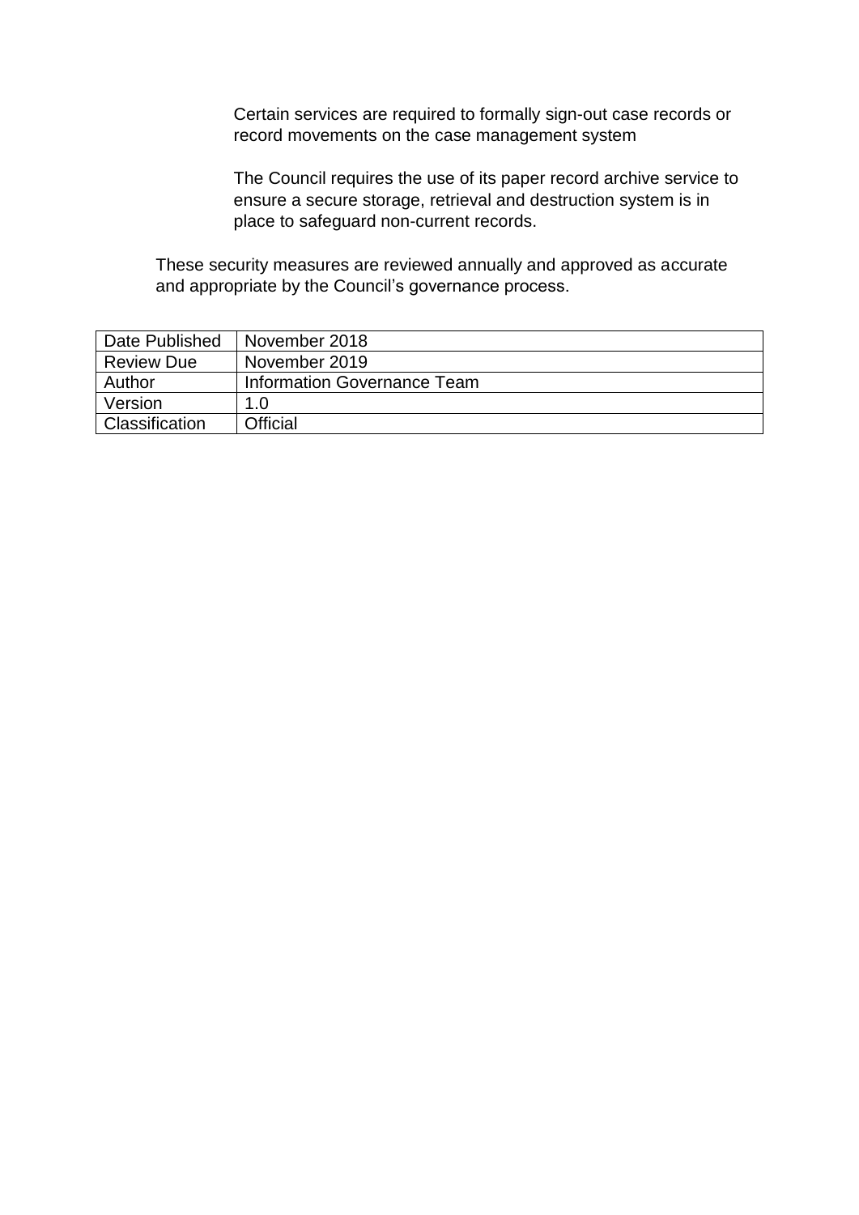Certain services are required to formally sign-out case records or record movements on the case management system

The Council requires the use of its paper record archive service to ensure a secure storage, retrieval and destruction system is in place to safeguard non-current records.

These security measures are reviewed annually and approved as accurate and appropriate by the Council's governance process.

| | |
|---|---|
| Date Published | November 2018 |
| Review Due | November 2019 |
| Author | Information Governance Team |
| Version | 1.0 |
| Classification | Official |